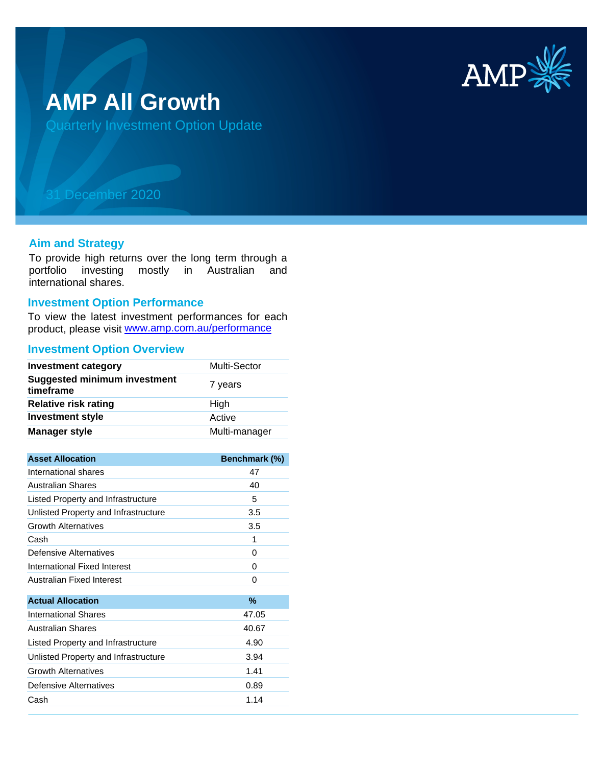# AMP All Growth

## Quarterly Investment Option Update

31 December 2020

### Aim and Strategy

To provide high returns over the long term through a portfolio investing mostly in Australian and international shares.

### Investment Option Performance

To view the latest investment performances for each product, please visit [www.amp.com.au/performance](www.amp.com.au/performance)

### Investment Option Overview

| | |
|---|---|
| **Investment category** | Multi-Sector |
| **Suggested minimum investment timeframe** | 7 years |
| **Relative risk rating** | High |
| **Investment style** | Active |
| **Manager style** | Multi-manager |

| Asset Allocation | Benchmark (%) |
|---|---|
| International shares | 47 |
| Australian Shares | 40 |
| Listed Property and Infrastructure | 5 |
| Unlisted Property and Infrastructure | 3.5 |
| Growth Alternatives | 3.5 |
| Cash | 1 |
| Defensive Alternatives | 0 |
| International Fixed Interest | 0 |
| Australian Fixed Interest | 0 |

| Actual Allocation | % |
|---|---|
| International Shares | 47.05 |
| Australian Shares | 40.67 |
| Listed Property and Infrastructure | 4.90 |
| Unlisted Property and Infrastructure | 3.94 |
| Growth Alternatives | 1.41 |
| Defensive Alternatives | 0.89 |
| Cash | 1.14 |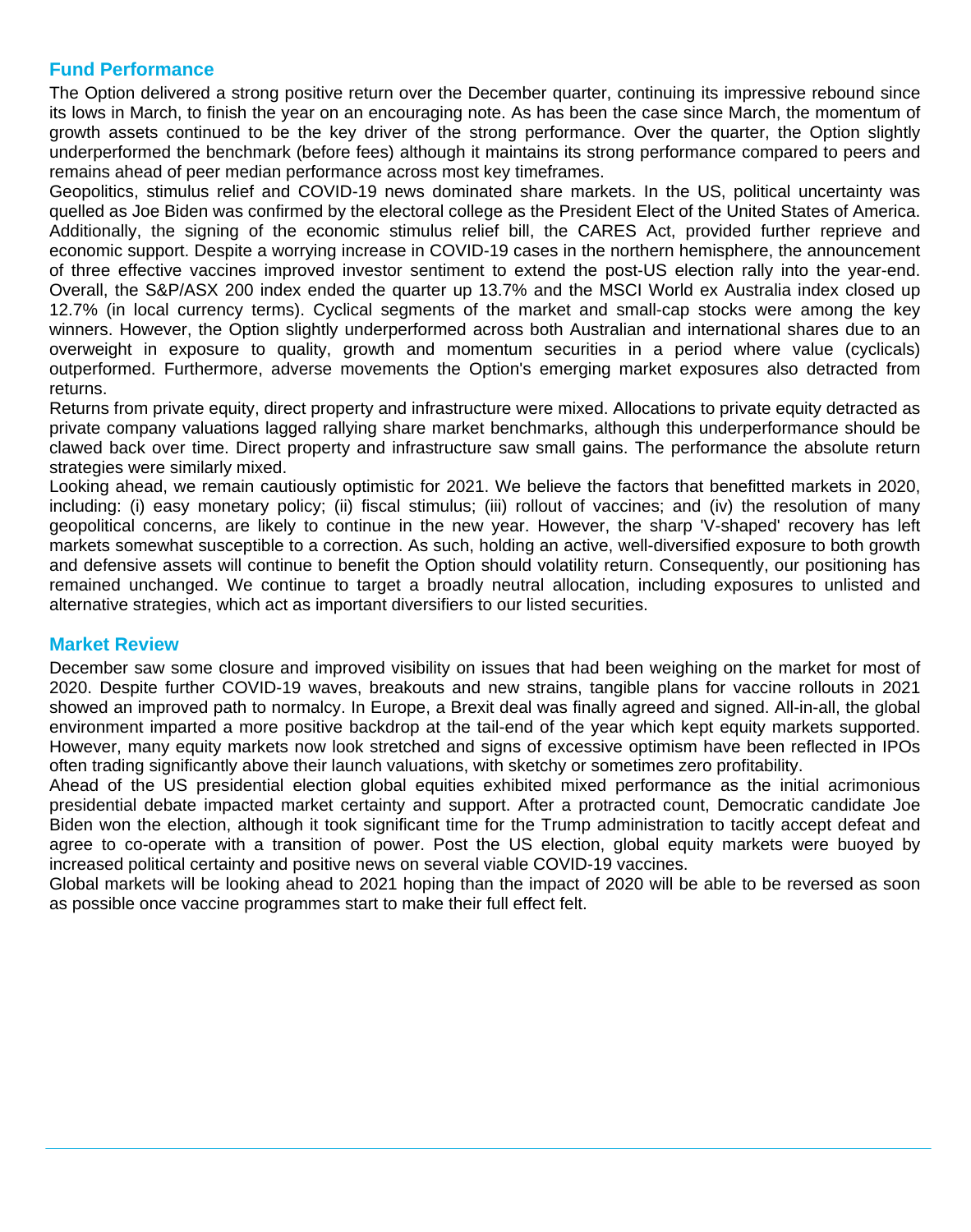## Fund Performance

The Option delivered a strong positive return over the December quarter, continuing its impressive rebound since its lows in March, to finish the year on an encouraging note. As has been the case since March, the momentum of growth assets continued to be the key driver of the strong performance. Over the quarter, the Option slightly underperformed the benchmark (before fees) although it maintains its strong performance compared to peers and remains ahead of peer median performance across most key timeframes.

Geopolitics, stimulus relief and COVID-19 news dominated share markets. In the US, political uncertainty was quelled as Joe Biden was confirmed by the electoral college as the President Elect of the United States of America. Additionally, the signing of the economic stimulus relief bill, the CARES Act, provided further reprieve and economic support. Despite a worrying increase in COVID-19 cases in the northern hemisphere, the announcement of three effective vaccines improved investor sentiment to extend the post-US election rally into the year-end. Overall, the S&P/ASX 200 index ended the quarter up 13.7% and the MSCI World ex Australia index closed up 12.7% (in local currency terms). Cyclical segments of the market and small-cap stocks were among the key winners. However, the Option slightly underperformed across both Australian and international shares due to an overweight in exposure to quality, growth and momentum securities in a period where value (cyclicals) outperformed. Furthermore, adverse movements the Option's emerging market exposures also detracted from returns.

Returns from private equity, direct property and infrastructure were mixed. Allocations to private equity detracted as private company valuations lagged rallying share market benchmarks, although this underperformance should be clawed back over time. Direct property and infrastructure saw small gains. The performance the absolute return strategies were similarly mixed.

Looking ahead, we remain cautiously optimistic for 2021. We believe the factors that benefitted markets in 2020, including: (i) easy monetary policy; (ii) fiscal stimulus; (iii) rollout of vaccines; and (iv) the resolution of many geopolitical concerns, are likely to continue in the new year. However, the sharp 'V-shaped' recovery has left markets somewhat susceptible to a correction. As such, holding an active, well-diversified exposure to both growth and defensive assets will continue to benefit the Option should volatility return. Consequently, our positioning has remained unchanged. We continue to target a broadly neutral allocation, including exposures to unlisted and alternative strategies, which act as important diversifiers to our listed securities.

## Market Review

December saw some closure and improved visibility on issues that had been weighing on the market for most of 2020. Despite further COVID-19 waves, breakouts and new strains, tangible plans for vaccine rollouts in 2021 showed an improved path to normalcy. In Europe, a Brexit deal was finally agreed and signed. All-in-all, the global environment imparted a more positive backdrop at the tail-end of the year which kept equity markets supported. However, many equity markets now look stretched and signs of excessive optimism have been reflected in IPOs often trading significantly above their launch valuations, with sketchy or sometimes zero profitability.

Ahead of the US presidential election global equities exhibited mixed performance as the initial acrimonious presidential debate impacted market certainty and support. After a protracted count, Democratic candidate Joe Biden won the election, although it took significant time for the Trump administration to tacitly accept defeat and agree to co-operate with a transition of power. Post the US election, global equity markets were buoyed by increased political certainty and positive news on several viable COVID-19 vaccines.

Global markets will be looking ahead to 2021 hoping than the impact of 2020 will be able to be reversed as soon as possible once vaccine programmes start to make their full effect felt.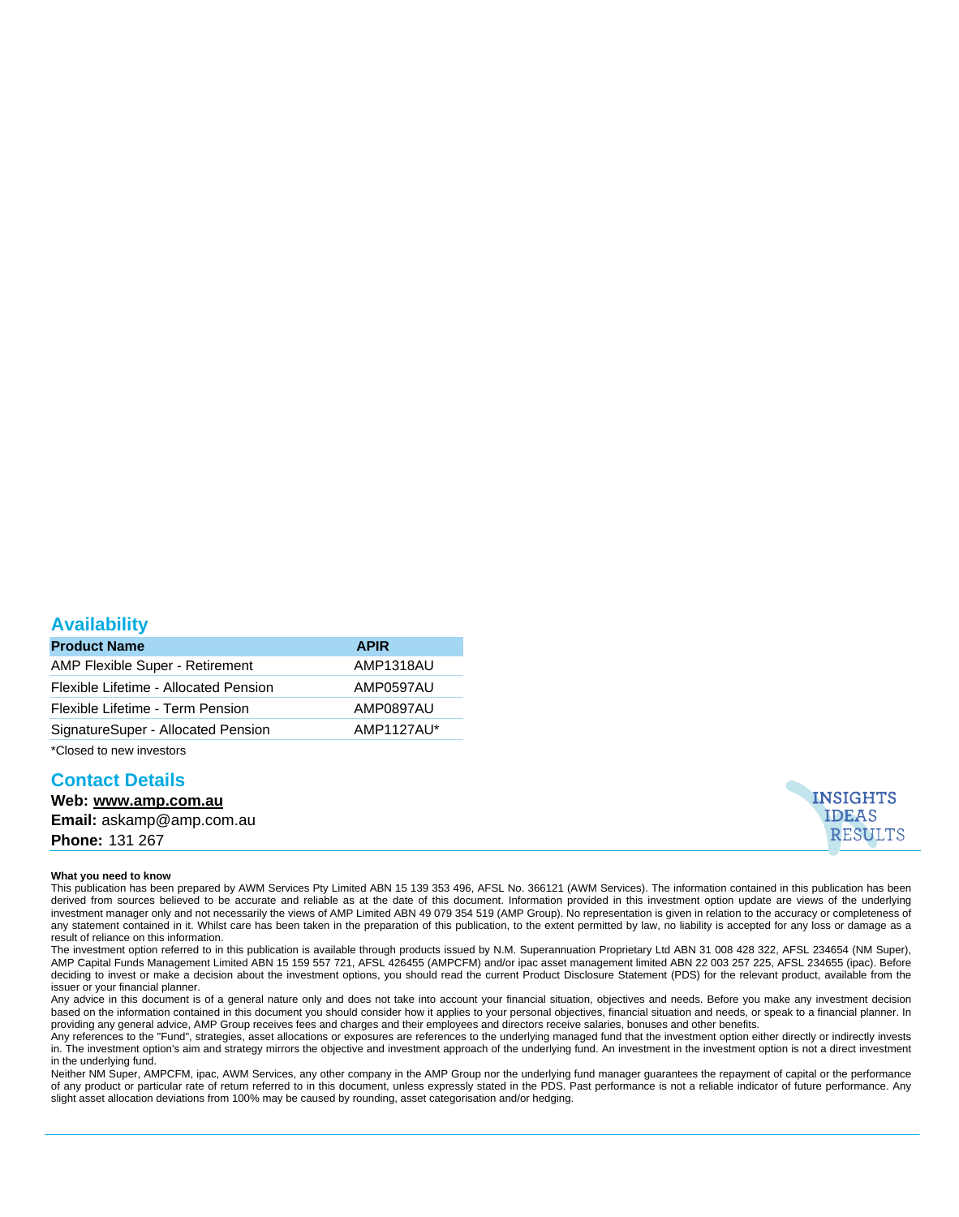## Availability

| Product Name | APIR |
| --- | --- |
| AMP Flexible Super - Retirement | AMP1318AU |
| Flexible Lifetime - Allocated Pension | AMP0597AU |
| Flexible Lifetime - Term Pension | AMP0897AU |
| SignatureSuper - Allocated Pension | AMP1127AU* |

*Closed to new investors

## Contact Details

**Web:** **www.amp.com.au**
**Email:** askamp@amp.com.au
**Phone:** 131 267

INSIGHTS
IDEAS
RESULTS

**What you need to know**

This publication has been prepared by AWM Services Pty Limited ABN 15 139 353 496, AFSL No. 366121 (AWM Services). The information contained in this publication has been derived from sources believed to be accurate and reliable as at the date of this document. Information provided in this investment option update are views of the underlying investment manager only and not necessarily the views of AMP Limited ABN 49 079 354 519 (AMP Group). No representation is given in relation to the accuracy or completeness of any statement contained in it. Whilst care has been taken in the preparation of this publication, to the extent permitted by law, no liability is accepted for any loss or damage as a result of reliance on this information.

The investment option referred to in this publication is available through products issued by N.M. Superannuation Proprietary Ltd ABN 31 008 428 322, AFSL 234654 (NM Super), AMP Capital Funds Management Limited ABN 15 159 557 721, AFSL 426455 (AMPCFM) and/or ipac asset management limited ABN 22 003 257 225, AFSL 234655 (ipac). Before deciding to invest or make a decision about the investment options, you should read the current Product Disclosure Statement (PDS) for the relevant product, available from the issuer or your financial planner.

Any advice in this document is of a general nature only and does not take into account your financial situation, objectives and needs. Before you make any investment decision based on the information contained in this document you should consider how it applies to your personal objectives, financial situation and needs, or speak to a financial planner. In providing any general advice, AMP Group receives fees and charges and their employees and directors receive salaries, bonuses and other benefits.

Any references to the "Fund", strategies, asset allocations or exposures are references to the underlying managed fund that the investment option either directly or indirectly invests in. The investment option's aim and strategy mirrors the objective and investment approach of the underlying fund. An investment in the investment option is not a direct investment in the underlying fund.

Neither NM Super, AMPCFM, ipac, AWM Services, any other company in the AMP Group nor the underlying fund manager guarantees the repayment of capital or the performance of any product or particular rate of return referred to in this document, unless expressly stated in the PDS. Past performance is not a reliable indicator of future performance. Any slight asset allocation deviations from 100% may be caused by rounding, asset categorisation and/or hedging.